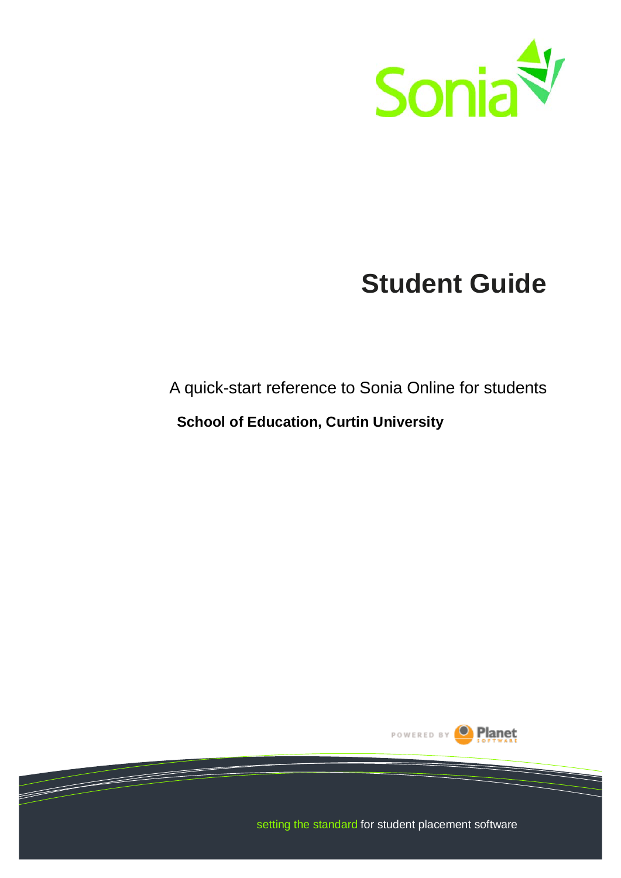Sonia

# Student Guide

A quick-start reference to Sonia Online for students

**School of Education, Curtin University**

POWERED BY Planet SOFTWARE

setting the standard for student placement software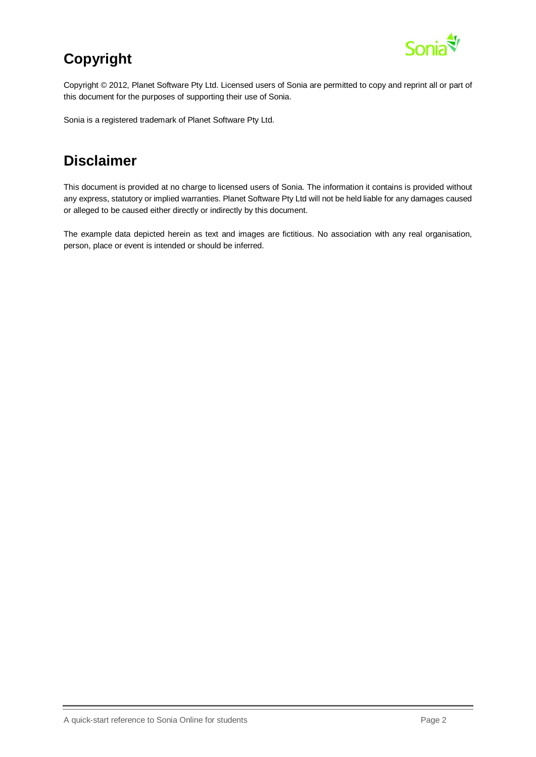## Copyright

Copyright © 2012, Planet Software Pty Ltd. Licensed users of Sonia are permitted to copy and reprint all or part of this document for the purposes of supporting their use of Sonia.

Sonia is a registered trademark of Planet Software Pty Ltd.

## Disclaimer

This document is provided at no charge to licensed users of Sonia. The information it contains is provided without any express, statutory or implied warranties. Planet Software Pty Ltd will not be held liable for any damages caused or alleged to be caused either directly or indirectly by this document.

The example data depicted herein as text and images are fictitious. No association with any real organisation, person, place or event is intended or should be inferred.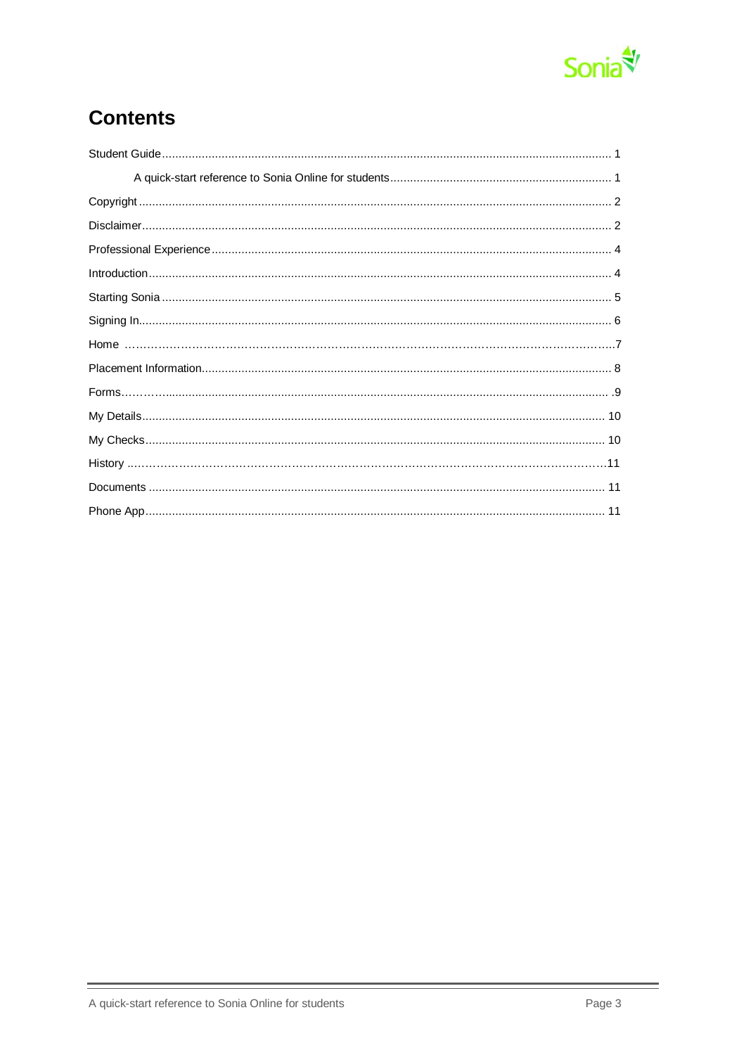# Contents

Student Guide ........................................................................................................................................ 1

A quick-start reference to Sonia Online for students ................................................................... 1

Copyright ............................................................................................................................................... 2

Disclaimer ............................................................................................................................................. 2

Professional Experience ........................................................................................................................ 4

Introduction ........................................................................................................................................... 4

Starting Sonia ........................................................................................................................................ 5

Signing In ............................................................................................................................................... 6

Home ..................................................................................................................................................... 7

Placement Information ........................................................................................................................... 8

Forms ..................................................................................................................................................... 9

My Details ............................................................................................................................................ 10

My Checks ........................................................................................................................................... 10

History .................................................................................................................................................. 11

Documents .......................................................................................................................................... 11

Phone App ........................................................................................................................................... 11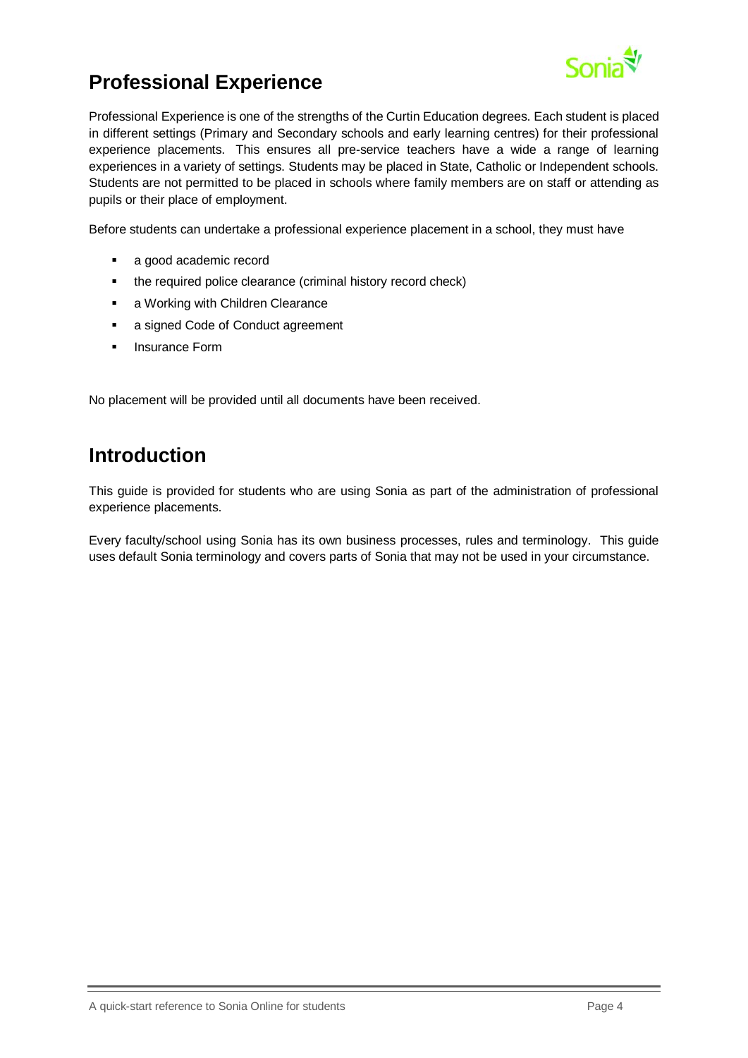## Professional Experience

Professional Experience is one of the strengths of the Curtin Education degrees. Each student is placed in different settings (Primary and Secondary schools and early learning centres) for their professional experience placements. This ensures all pre-service teachers have a wide a range of learning experiences in a variety of settings. Students may be placed in State, Catholic or Independent schools. Students are not permitted to be placed in schools where family members are on staff or attending as pupils or their place of employment.

Before students can undertake a professional experience placement in a school, they must have

- a good academic record
- the required police clearance (criminal history record check)
- a Working with Children Clearance
- a signed Code of Conduct agreement
- Insurance Form

No placement will be provided until all documents have been received.

## Introduction

This guide is provided for students who are using Sonia as part of the administration of professional experience placements.

Every faculty/school using Sonia has its own business processes, rules and terminology. This guide uses default Sonia terminology and covers parts of Sonia that may not be used in your circumstance.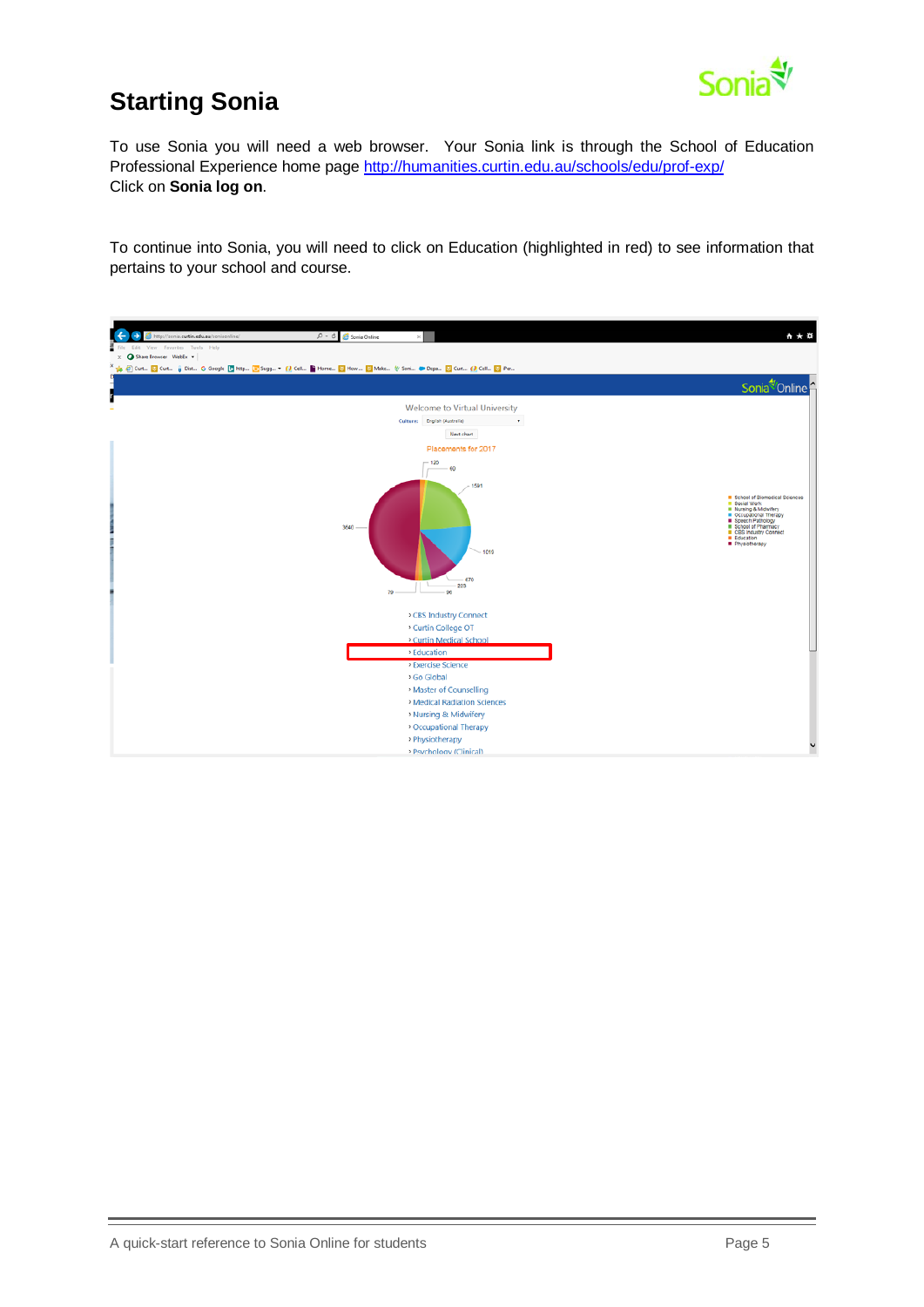## Starting Sonia

To use Sonia you will need a web browser. Your Sonia link is through the School of Education Professional Experience home page http://humanities.curtin.edu.au/schools/edu/prof-exp/
Click on **Sonia log on**.

To continue into Sonia, you will need to click on Education (highlighted in red) to see information that pertains to your school and course.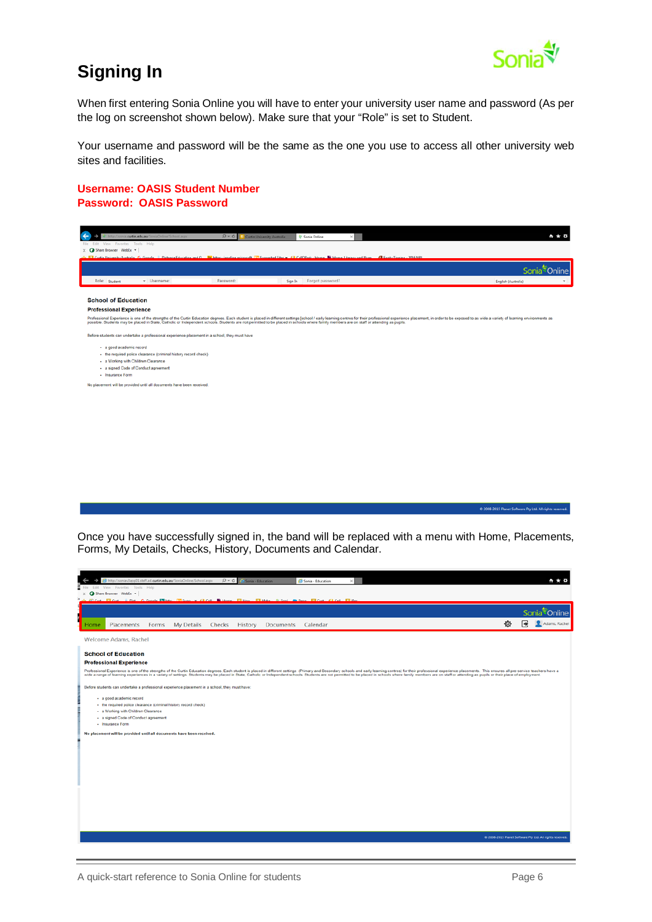# Signing In

When first entering Sonia Online you will have to enter your university user name and password (As per the log on screenshot shown below). Make sure that your "Role" is set to Student.

Your username and password will be the same as the one you use to access all other university web sites and facilities.

**Username: OASIS Student Number**
**Password: OASIS Password**

Once you have successfully signed in, the band will be replaced with a menu with Home, Placements, Forms, My Details, Checks, History, Documents and Calendar.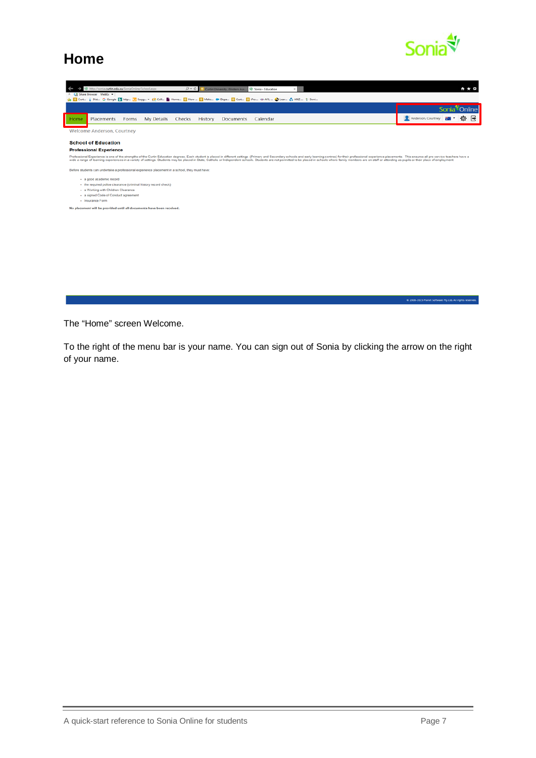# Home

The "Home" screen Welcome.

To the right of the menu bar is your name. You can sign out of Sonia by clicking the arrow on the right of your name.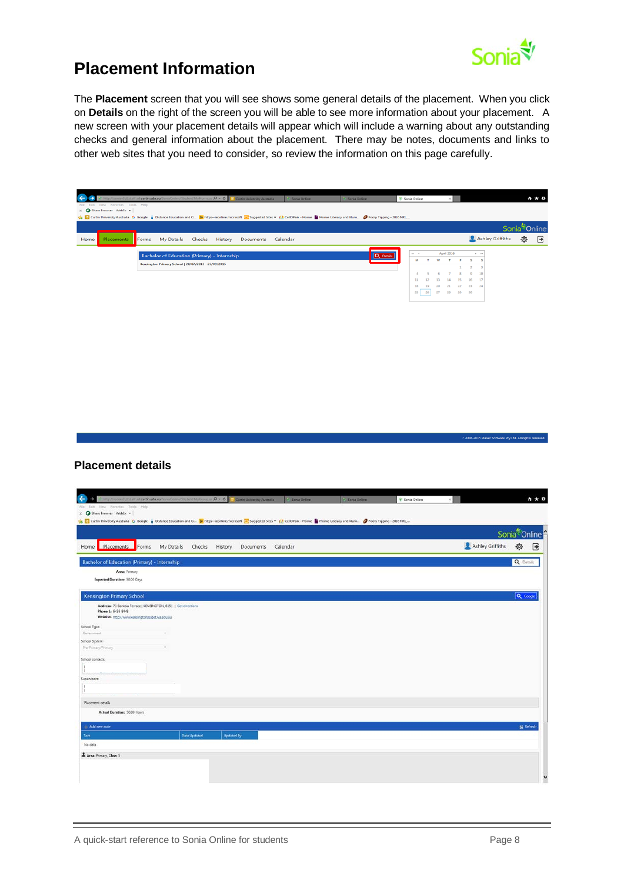# Placement Information

The **Placement** screen that you will see shows some general details of the placement. When you click on **Details** on the right of the screen you will be able to see more information about your placement. A new screen with your placement details will appear which will include a warning about any outstanding checks and general information about the placement. There may be notes, documents and links to other web sites that you need to consider, so review the information on this page carefully.

## Placement details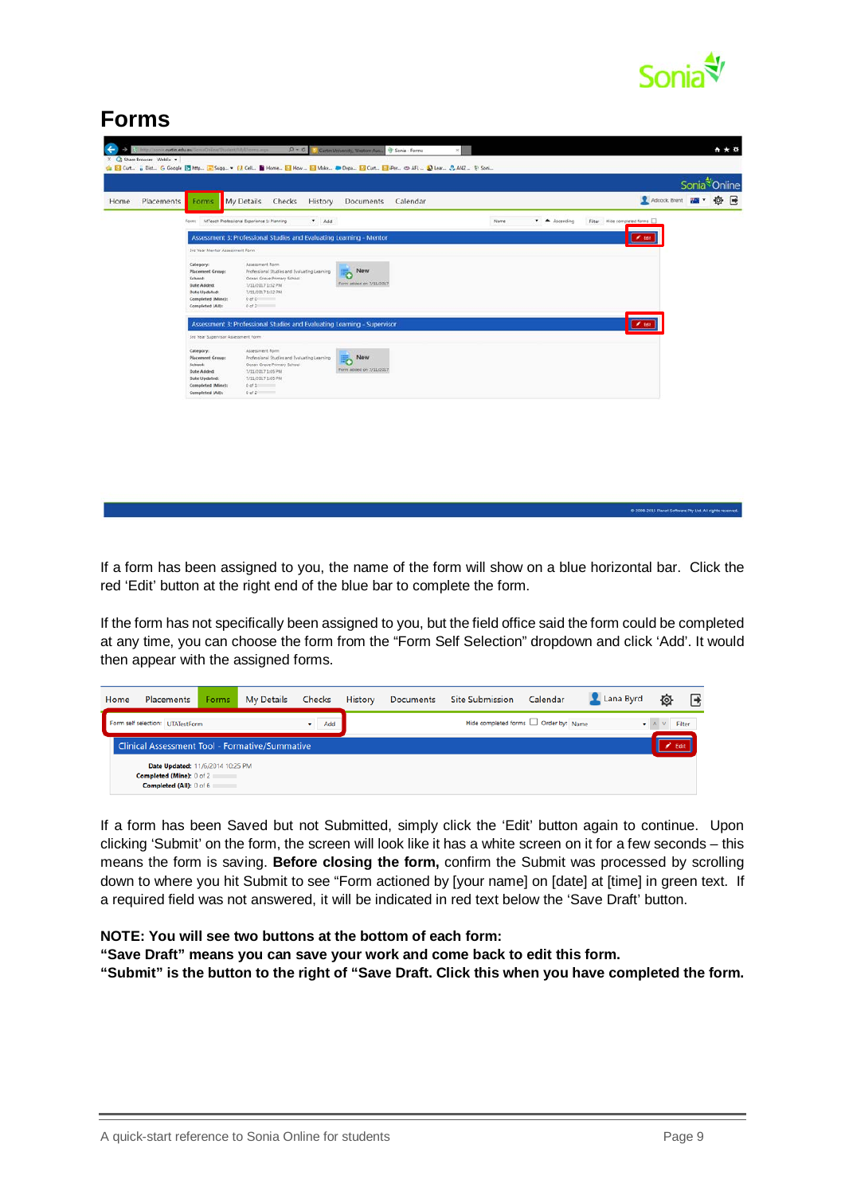# Forms

If a form has been assigned to you, the name of the form will show on a blue horizontal bar. Click the red 'Edit' button at the right end of the blue bar to complete the form.

If the form has not specifically been assigned to you, but the field office said the form could be completed at any time, you can choose the form from the "Form Self Selection" dropdown and click 'Add'. It would then appear with the assigned forms.

If a form has been Saved but not Submitted, simply click the 'Edit' button again to continue. Upon clicking 'Submit' on the form, the screen will look like it has a white screen on it for a few seconds – this means the form is saving. **Before closing the form,** confirm the Submit was processed by scrolling down to where you hit Submit to see "Form actioned by [your name] on [date] at [time] in green text. If a required field was not answered, it will be indicated in red text below the 'Save Draft' button.

**NOTE: You will see two buttons at the bottom of each form:**
**"Save Draft" means you can save your work and come back to edit this form.**
**"Submit" is the button to the right of "Save Draft. Click this when you have completed the form.**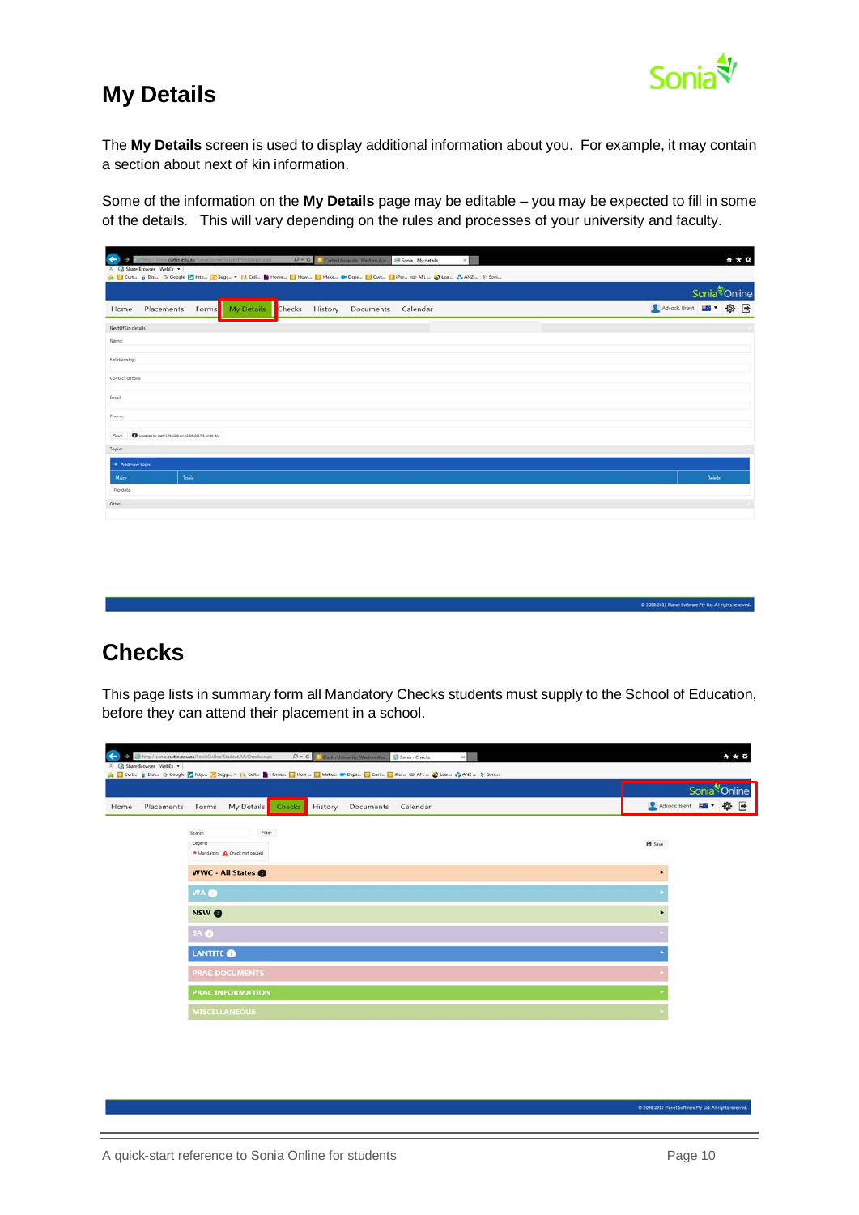## My Details

The **My Details** screen is used to display additional information about you. For example, it may contain a section about next of kin information.

Some of the information on the **My Details** page may be editable – you may be expected to fill in some of the details. This will vary depending on the rules and processes of your university and faculty.

## Checks

This page lists in summary form all Mandatory Checks students must supply to the School of Education, before they can attend their placement in a school.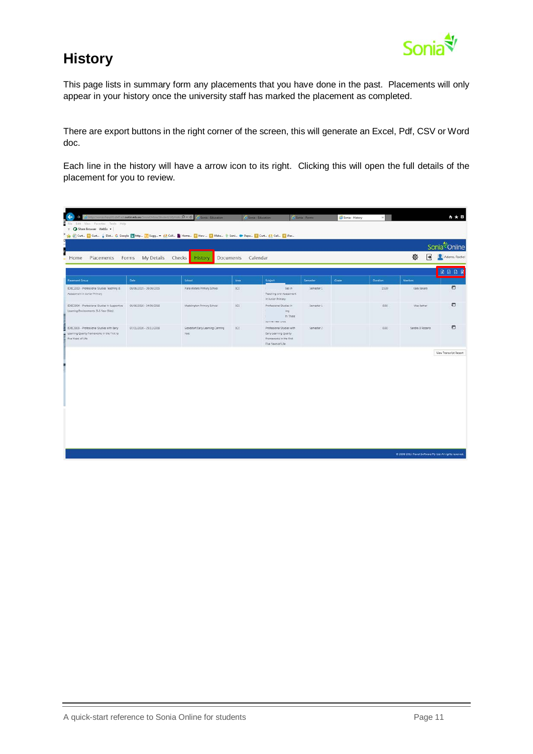# History

This page lists in summary form any placements that you have done in the past. Placements will only appear in your history once the university staff has marked the placement as completed.

There are export buttons in the right corner of the screen, this will generate an Excel, Pdf, CSV or Word doc.

Each line in the history will have a arrow icon to its right. Clicking this will open the full details of the placement for you to review.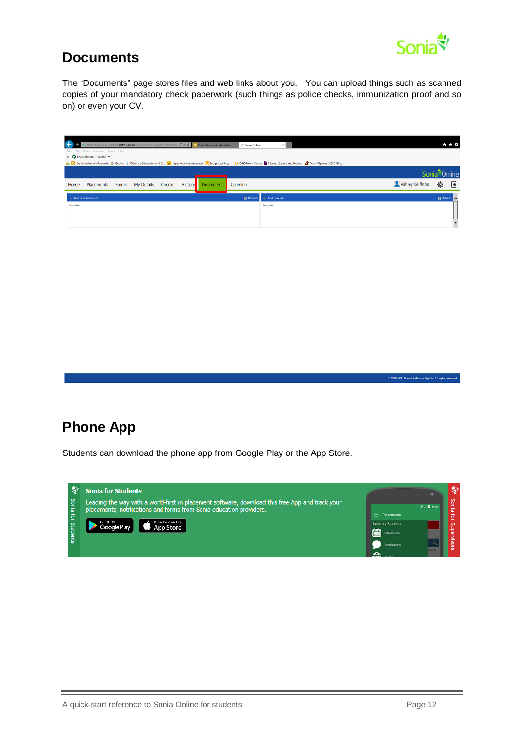## Documents

The "Documents" page stores files and web links about you. You can upload things such as scanned copies of your mandatory check paperwork (such things as police checks, immunization proof and so on) or even your CV.

## Phone App

Students can download the phone app from Google Play or the App Store.